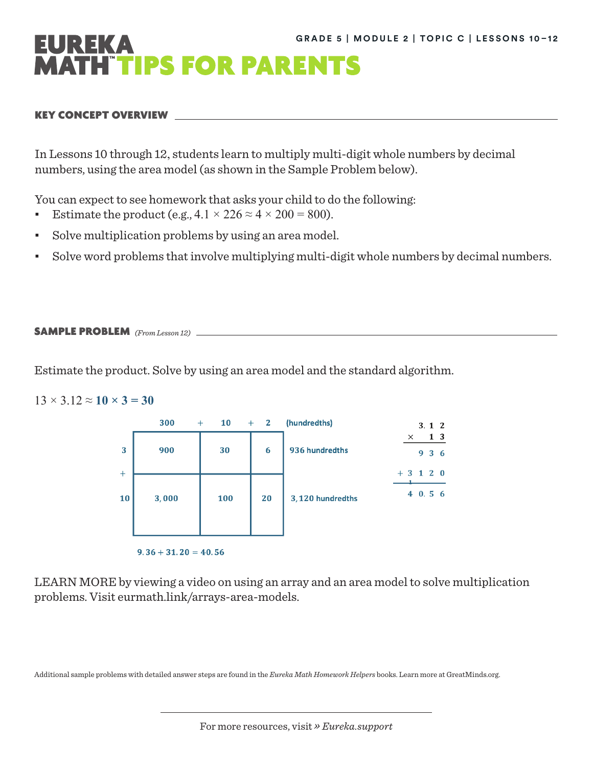GRADE 5 | MODULE 2 | TOPIC C | LESSONS 10–12

# EUREKA MATH™ TIPS FOR PARENTS

## KEY CONCEPT OVERVIEW

In Lessons 10 through 12, students learn to multiply multi-digit whole numbers by decimal numbers, using the area model (as shown in the Sample Problem below).

You can expect to see homework that asks your child to do the following:

- Estimate the product (e.g., $4.1 \times 226 \approx 4 \times 200 = 800$).
- Solve multiplication problems by using an area model.
- Solve word problems that involve multiplying multi-digit whole numbers by decimal numbers.

## SAMPLE PROBLEM *(From Lesson 12)*

Estimate the product. Solve by using an area model and the standard algorithm.

$13 \times 3.12 \approx \mathbf{10 \times 3 = 30}$

|  | 300 | + 10 | + 2 (hundredths) |  |
|---|---|---|---|---|
| 3 | 900 | 30 | 6 | 936 hundredths |
| + 10 | 3,000 | 100 | 20 | 3,120 hundredths |

$9.36 + 31.20 = 40.56$

```
    3.1 2
  ×   1 3
  -------
      9 3 6
  + 3 1 2 0
  ---------
    4 0.5 6
```

LEARN MORE by viewing a video on using an array and an area model to solve multiplication problems. Visit eurmath.link/arrays-area-models.

Additional sample problems with detailed answer steps are found in the *Eureka Math Homework Helpers* books. Learn more at GreatMinds.org.

For more resources, visit » *Eureka.support*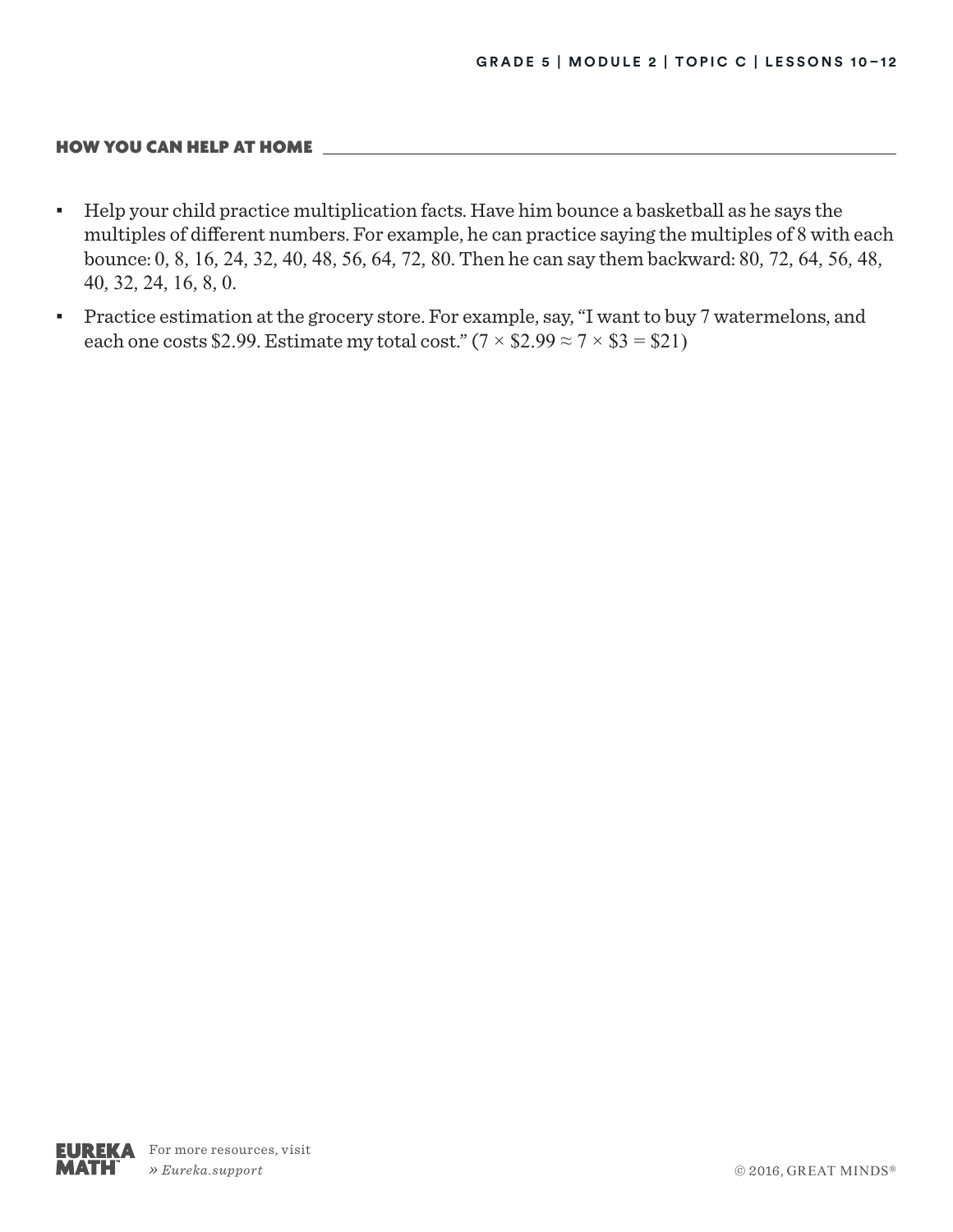## HOW YOU CAN HELP AT HOME

- Help your child practice multiplication facts. Have him bounce a basketball as he says the multiples of different numbers. For example, he can practice saying the multiples of 8 with each bounce: 0, 8, 16, 24, 32, 40, 48, 56, 64, 72, 80. Then he can say them backward: 80, 72, 64, 56, 48, 40, 32, 24, 16, 8, 0.
- Practice estimation at the grocery store. For example, say, "I want to buy 7 watermelons, and each one costs \$2.99. Estimate my total cost." ($7 \times \$2.99 \approx 7 \times \$3 = \$21$)